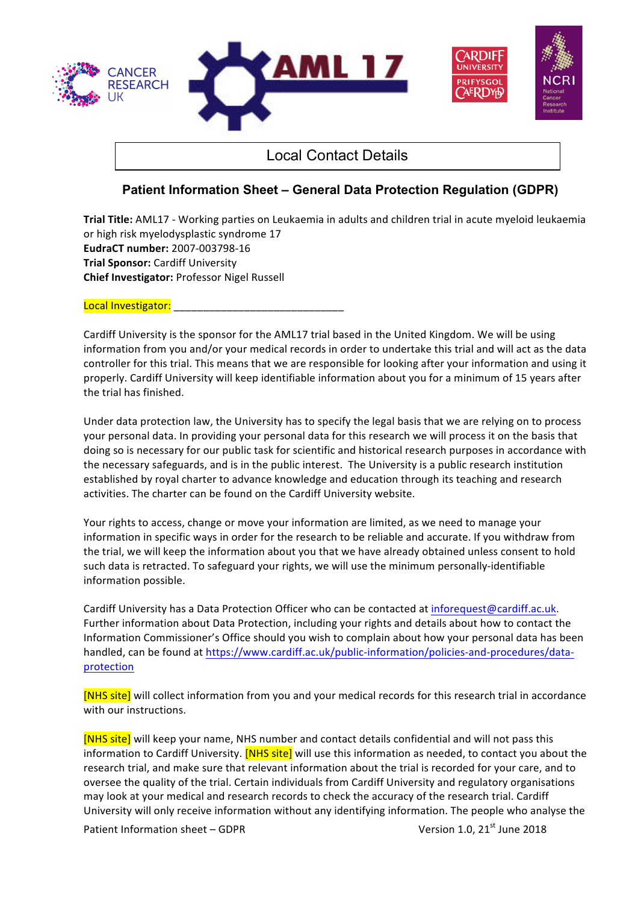Local Contact Details

## Patient Information Sheet – General Data Protection Regulation (GDPR)

**Trial Title:** AML17 - Working parties on Leukaemia in adults and children trial in acute myeloid leukaemia or high risk myelodysplastic syndrome 17
**EudraCT number:** 2007-003798-16
**Trial Sponsor:** Cardiff University
**Chief Investigator:** Professor Nigel Russell

Local Investigator: ______________________________

Cardiff University is the sponsor for the AML17 trial based in the United Kingdom. We will be using information from you and/or your medical records in order to undertake this trial and will act as the data controller for this trial. This means that we are responsible for looking after your information and using it properly. Cardiff University will keep identifiable information about you for a minimum of 15 years after the trial has finished.

Under data protection law, the University has to specify the legal basis that we are relying on to process your personal data. In providing your personal data for this research we will process it on the basis that doing so is necessary for our public task for scientific and historical research purposes in accordance with the necessary safeguards, and is in the public interest. The University is a public research institution established by royal charter to advance knowledge and education through its teaching and research activities. The charter can be found on the Cardiff University website.

Your rights to access, change or move your information are limited, as we need to manage your information in specific ways in order for the research to be reliable and accurate. If you withdraw from the trial, we will keep the information about you that we have already obtained unless consent to hold such data is retracted. To safeguard your rights, we will use the minimum personally-identifiable information possible.

Cardiff University has a Data Protection Officer who can be contacted at inforequest@cardiff.ac.uk. Further information about Data Protection, including your rights and details about how to contact the Information Commissioner's Office should you wish to complain about how your personal data has been handled, can be found at https://www.cardiff.ac.uk/public-information/policies-and-procedures/data-protection

[NHS site] will collect information from you and your medical records for this research trial in accordance with our instructions.

[NHS site] will keep your name, NHS number and contact details confidential and will not pass this information to Cardiff University. [NHS site] will use this information as needed, to contact you about the research trial, and make sure that relevant information about the trial is recorded for your care, and to oversee the quality of the trial. Certain individuals from Cardiff University and regulatory organisations may look at your medical and research records to check the accuracy of the research trial. Cardiff University will only receive information without any identifying information. The people who analyse the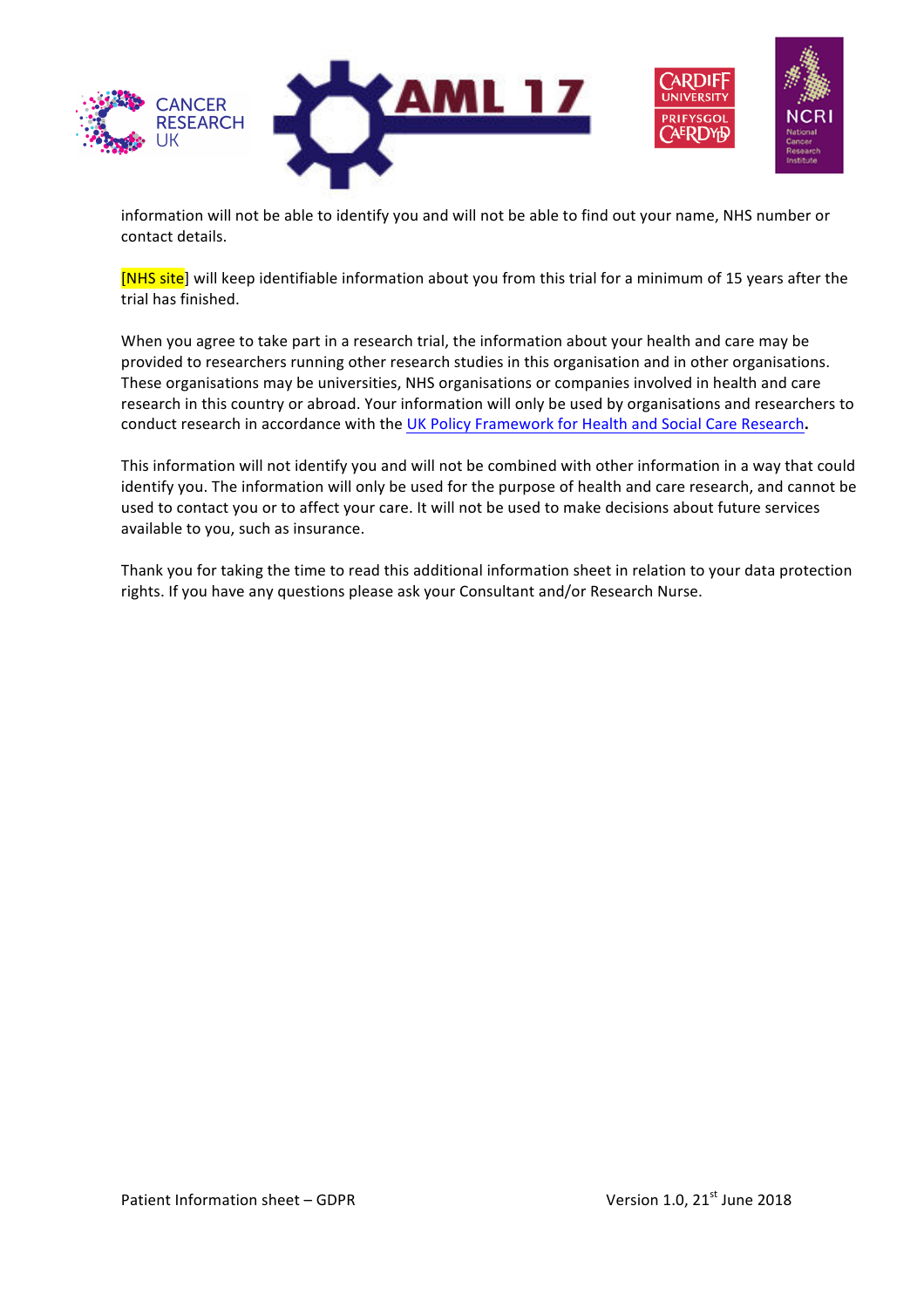information will not be able to identify you and will not be able to find out your name, NHS number or contact details.

[NHS site] will keep identifiable information about you from this trial for a minimum of 15 years after the trial has finished.

When you agree to take part in a research trial, the information about your health and care may be provided to researchers running other research studies in this organisation and in other organisations. These organisations may be universities, NHS organisations or companies involved in health and care research in this country or abroad. Your information will only be used by organisations and researchers to conduct research in accordance with the UK Policy Framework for Health and Social Care Research**.**

This information will not identify you and will not be combined with other information in a way that could identify you. The information will only be used for the purpose of health and care research, and cannot be used to contact you or to affect your care. It will not be used to make decisions about future services available to you, such as insurance.

Thank you for taking the time to read this additional information sheet in relation to your data protection rights. If you have any questions please ask your Consultant and/or Research Nurse.